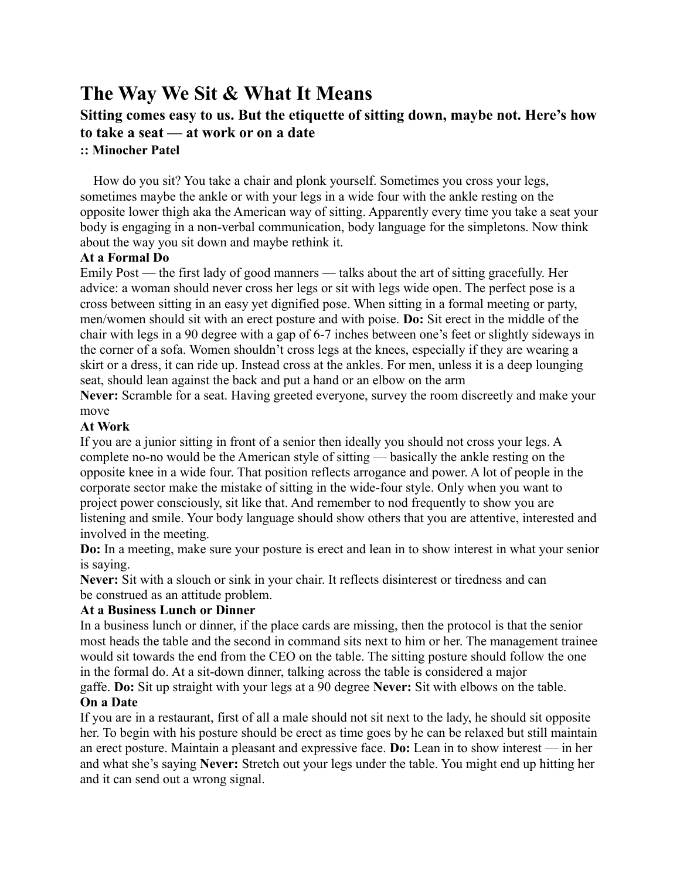# The Way We Sit & What It Means

## Sitting comes easy to us. But the etiquette of sitting down, maybe not. Here's how to take a seat — at work or on a date

**:: Minocher Patel**

How do you sit? You take a chair and plonk yourself. Sometimes you cross your legs, sometimes maybe the ankle or with your legs in a wide four with the ankle resting on the opposite lower thigh aka the American way of sitting. Apparently every time you take a seat your body is engaging in a non-verbal communication, body language for the simpletons. Now think about the way you sit down and maybe rethink it.

**At a Formal Do**

Emily Post — the first lady of good manners — talks about the art of sitting gracefully. Her advice: a woman should never cross her legs or sit with legs wide open. The perfect pose is a cross between sitting in an easy yet dignified pose. When sitting in a formal meeting or party, men/women should sit with an erect posture and with poise. **Do:** Sit erect in the middle of the chair with legs in a 90 degree with a gap of 6-7 inches between one's feet or slightly sideways in the corner of a sofa. Women shouldn't cross legs at the knees, especially if they are wearing a skirt or a dress, it can ride up. Instead cross at the ankles. For men, unless it is a deep lounging seat, should lean against the back and put a hand or an elbow on the arm

**Never:** Scramble for a seat. Having greeted everyone, survey the room discreetly and make your move

**At Work**

If you are a junior sitting in front of a senior then ideally you should not cross your legs. A complete no-no would be the American style of sitting — basically the ankle resting on the opposite knee in a wide four. That position reflects arrogance and power. A lot of people in the corporate sector make the mistake of sitting in the wide-four style. Only when you want to project power consciously, sit like that. And remember to nod frequently to show you are listening and smile. Your body language should show others that you are attentive, interested and involved in the meeting.

**Do:** In a meeting, make sure your posture is erect and lean in to show interest in what your senior is saying.

**Never:** Sit with a slouch or sink in your chair. It reflects disinterest or tiredness and can be construed as an attitude problem.

**At a Business Lunch or Dinner**

In a business lunch or dinner, if the place cards are missing, then the protocol is that the senior most heads the table and the second in command sits next to him or her. The management trainee would sit towards the end from the CEO on the table. The sitting posture should follow the one in the formal do. At a sit-down dinner, talking across the table is considered a major gaffe. **Do:** Sit up straight with your legs at a 90 degree **Never:** Sit with elbows on the table.

**On a Date**

If you are in a restaurant, first of all a male should not sit next to the lady, he should sit opposite her. To begin with his posture should be erect as time goes by he can be relaxed but still maintain an erect posture. Maintain a pleasant and expressive face. **Do:** Lean in to show interest — in her and what she's saying **Never:** Stretch out your legs under the table. You might end up hitting her and it can send out a wrong signal.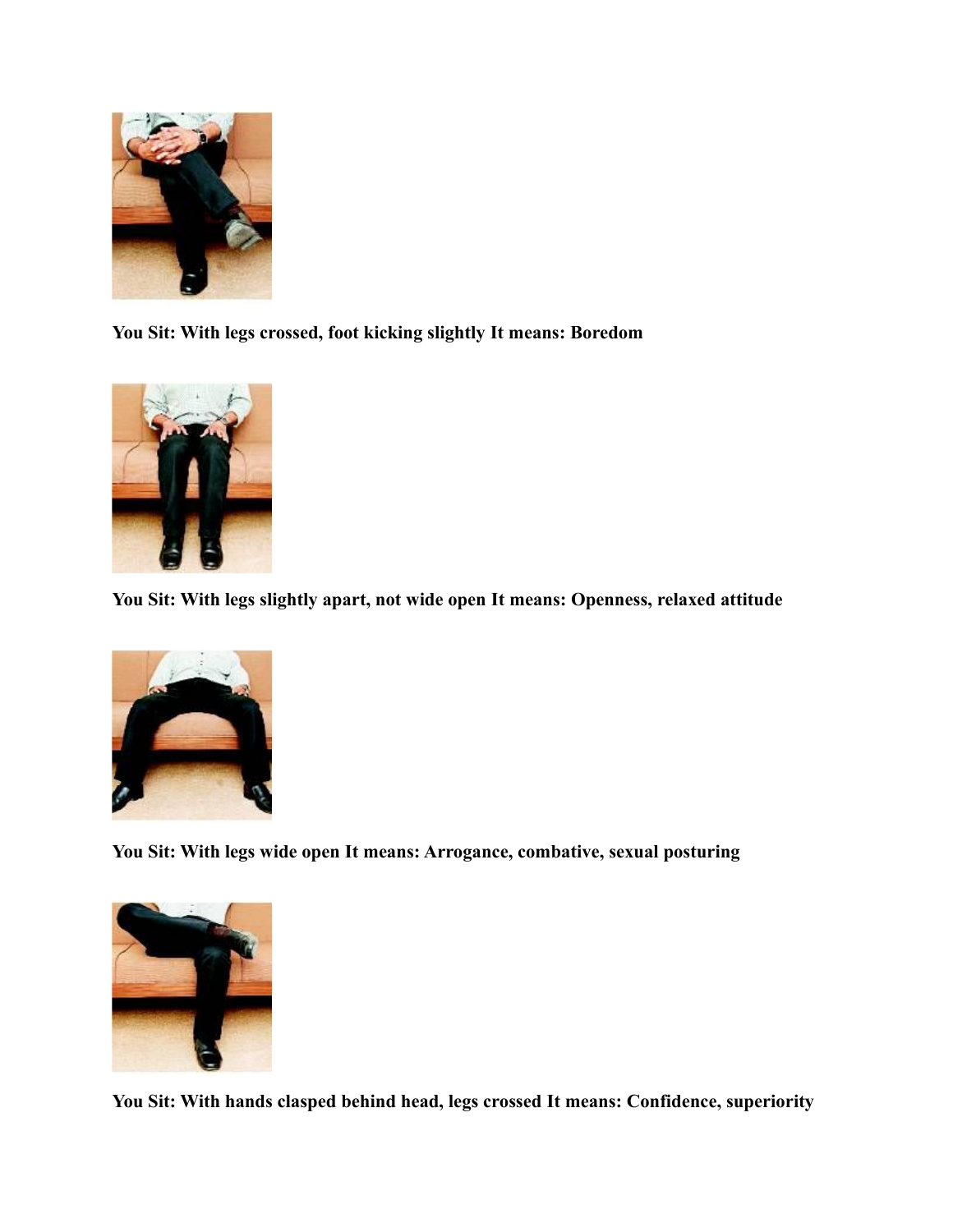**You Sit: With legs crossed, foot kicking slightly It means: Boredom**

**You Sit: With legs slightly apart, not wide open It means: Openness, relaxed attitude**

**You Sit: With legs wide open It means: Arrogance, combative, sexual posturing**

**You Sit: With hands clasped behind head, legs crossed It means: Confidence, superiority**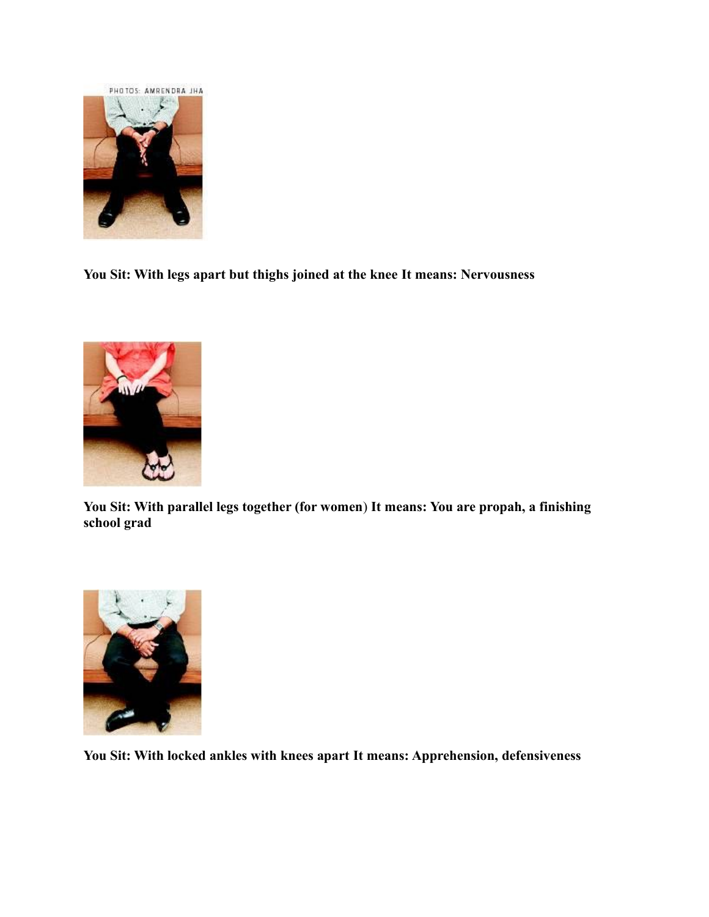**You Sit: With legs apart but thighs joined at the knee It means: Nervousness**

**You Sit: With parallel legs together (for women) It means: You are propah, a finishing school grad**

**You Sit: With locked ankles with knees apart It means: Apprehension, defensiveness**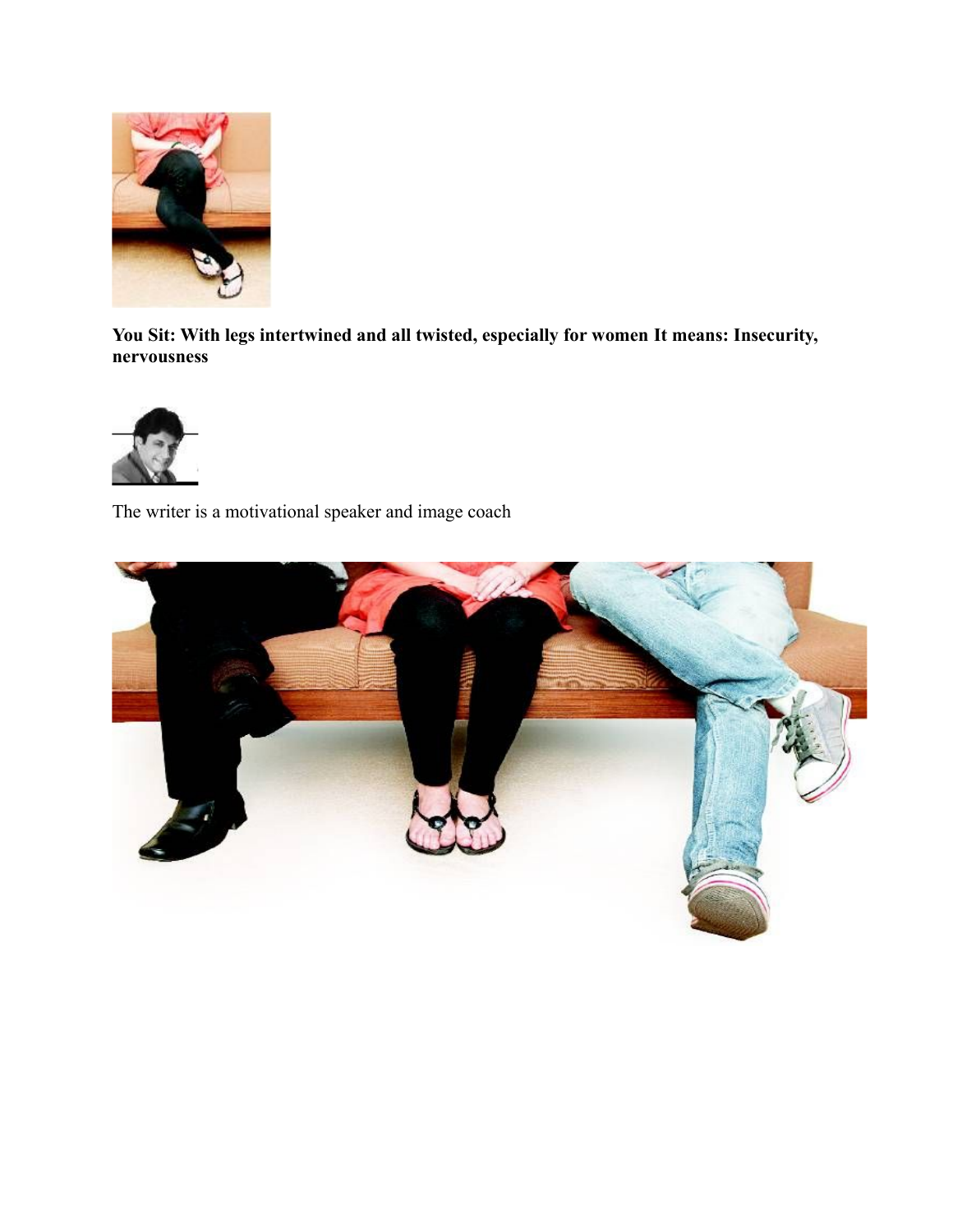**You Sit: With legs intertwined and all twisted, especially for women It means: Insecurity, nervousness**

The writer is a motivational speaker and image coach